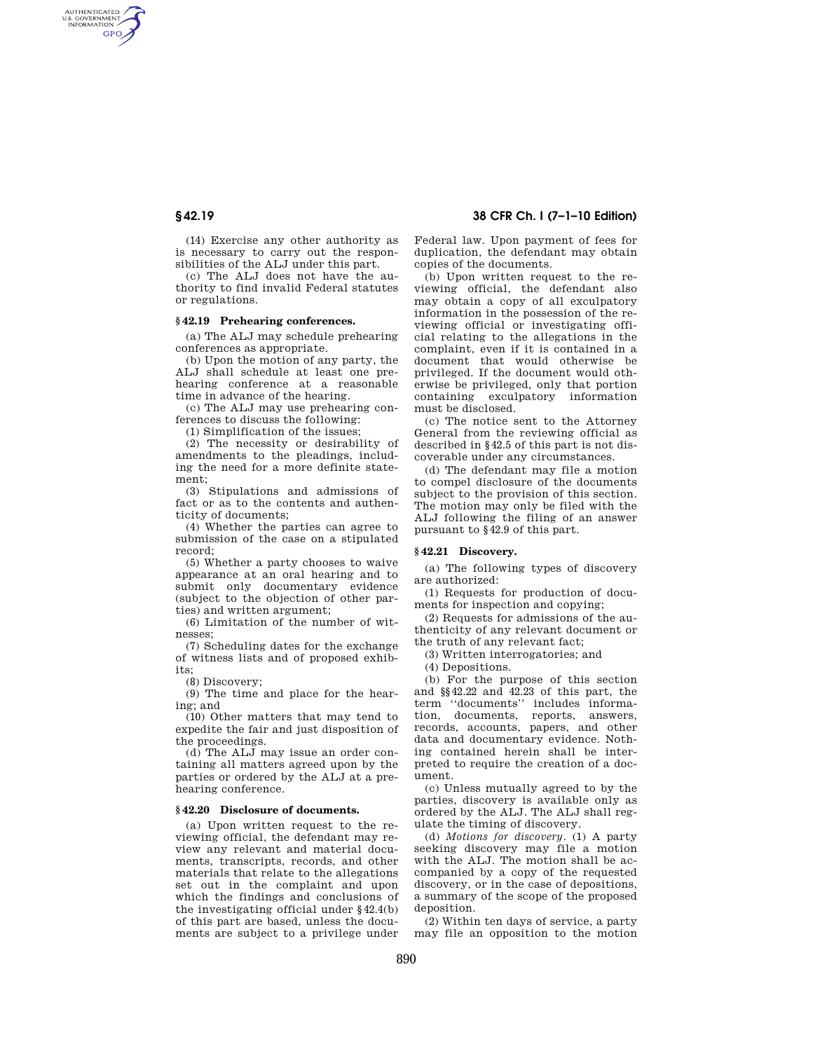(14) Exercise any other authority as is necessary to carry out the responsibilities of the ALJ under this part.

(c) The ALJ does not have the authority to find invalid Federal statutes or regulations.

## § 42.19 Prehearing conferences.

(a) The ALJ may schedule prehearing conferences as appropriate.

(b) Upon the motion of any party, the ALJ shall schedule at least one prehearing conference at a reasonable time in advance of the hearing.

(c) The ALJ may use prehearing conferences to discuss the following:

(1) Simplification of the issues;

(2) The necessity or desirability of amendments to the pleadings, including the need for a more definite statement;

(3) Stipulations and admissions of fact or as to the contents and authenticity of documents;

(4) Whether the parties can agree to submission of the case on a stipulated record;

(5) Whether a party chooses to waive appearance at an oral hearing and to submit only documentary evidence (subject to the objection of other parties) and written argument;

(6) Limitation of the number of witnesses;

(7) Scheduling dates for the exchange of witness lists and of proposed exhibits;

(8) Discovery;

(9) The time and place for the hearing; and

(10) Other matters that may tend to expedite the fair and just disposition of the proceedings.

(d) The ALJ may issue an order containing all matters agreed upon by the parties or ordered by the ALJ at a prehearing conference.

## § 42.20 Disclosure of documents.

(a) Upon written request to the reviewing official, the defendant may review any relevant and material documents, transcripts, records, and other materials that relate to the allegations set out in the complaint and upon which the findings and conclusions of the investigating official under §42.4(b) of this part are based, unless the documents are subject to a privilege under Federal law. Upon payment of fees for duplication, the defendant may obtain copies of the documents.

(b) Upon written request to the reviewing official, the defendant also may obtain a copy of all exculpatory information in the possession of the reviewing official or investigating official relating to the allegations in the complaint, even if it is contained in a document that would otherwise be privileged. If the document would otherwise be privileged, only that portion containing exculpatory information must be disclosed.

(c) The notice sent to the Attorney General from the reviewing official as described in §42.5 of this part is not discoverable under any circumstances.

(d) The defendant may file a motion to compel disclosure of the documents subject to the provision of this section. The motion may only be filed with the ALJ following the filing of an answer pursuant to §42.9 of this part.

## § 42.21 Discovery.

(a) The following types of discovery are authorized:

(1) Requests for production of documents for inspection and copying;

(2) Requests for admissions of the authenticity of any relevant document or the truth of any relevant fact;

(3) Written interrogatories; and

(4) Depositions.

(b) For the purpose of this section and §§42.22 and 42.23 of this part, the term ''documents'' includes information, documents, reports, answers, records, accounts, papers, and other data and documentary evidence. Nothing contained herein shall be interpreted to require the creation of a document.

(c) Unless mutually agreed to by the parties, discovery is available only as ordered by the ALJ. The ALJ shall regulate the timing of discovery.

(d) *Motions for discovery.* (1) A party seeking discovery may file a motion with the ALJ. The motion shall be accompanied by a copy of the requested discovery, or in the case of depositions, a summary of the scope of the proposed deposition.

(2) Within ten days of service, a party may file an opposition to the motion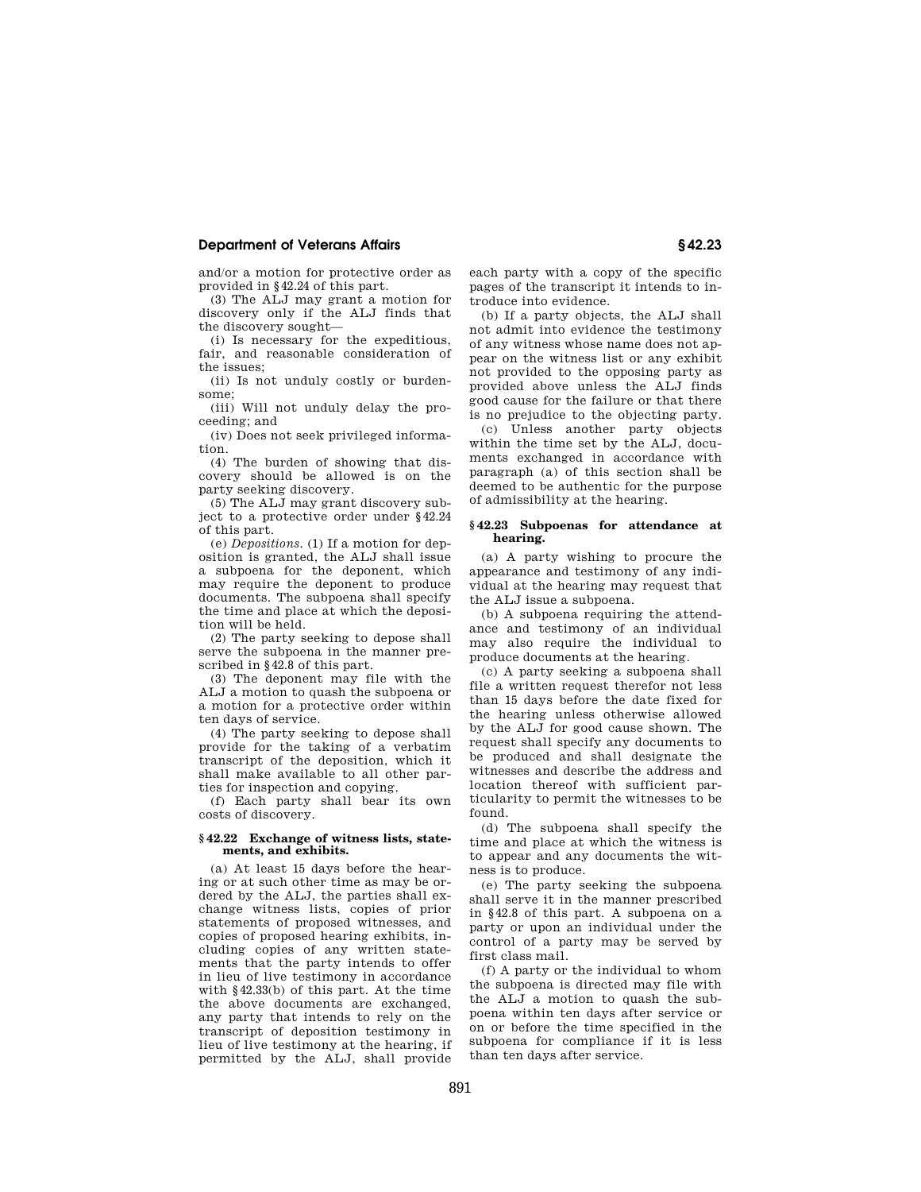and/or a motion for protective order as provided in §42.24 of this part.

(3) The ALJ may grant a motion for discovery only if the ALJ finds that the discovery sought—

(i) Is necessary for the expeditious, fair, and reasonable consideration of the issues;

(ii) Is not unduly costly or burdensome;

(iii) Will not unduly delay the proceeding; and

(iv) Does not seek privileged information.

(4) The burden of showing that discovery should be allowed is on the party seeking discovery.

(5) The ALJ may grant discovery subject to a protective order under §42.24 of this part.

(e) *Depositions.* (1) If a motion for deposition is granted, the ALJ shall issue a subpoena for the deponent, which may require the deponent to produce documents. The subpoena shall specify the time and place at which the deposition will be held.

(2) The party seeking to depose shall serve the subpoena in the manner prescribed in §42.8 of this part.

(3) The deponent may file with the ALJ a motion to quash the subpoena or a motion for a protective order within ten days of service.

(4) The party seeking to depose shall provide for the taking of a verbatim transcript of the deposition, which it shall make available to all other parties for inspection and copying.

(f) Each party shall bear its own costs of discovery.

### §42.22 Exchange of witness lists, statements, and exhibits.

(a) At least 15 days before the hearing or at such other time as may be ordered by the ALJ, the parties shall exchange witness lists, copies of prior statements of proposed witnesses, and copies of proposed hearing exhibits, including copies of any written statements that the party intends to offer in lieu of live testimony in accordance with §42.33(b) of this part. At the time the above documents are exchanged, any party that intends to rely on the transcript of deposition testimony in lieu of live testimony at the hearing, if permitted by the ALJ, shall provide each party with a copy of the specific pages of the transcript it intends to introduce into evidence.

(b) If a party objects, the ALJ shall not admit into evidence the testimony of any witness whose name does not appear on the witness list or any exhibit not provided to the opposing party as provided above unless the ALJ finds good cause for the failure or that there is no prejudice to the objecting party.

(c) Unless another party objects within the time set by the ALJ, documents exchanged in accordance with paragraph (a) of this section shall be deemed to be authentic for the purpose of admissibility at the hearing.

### §42.23 Subpoenas for attendance at hearing.

(a) A party wishing to procure the appearance and testimony of any individual at the hearing may request that the ALJ issue a subpoena.

(b) A subpoena requiring the attendance and testimony of an individual may also require the individual to produce documents at the hearing.

(c) A party seeking a subpoena shall file a written request therefor not less than 15 days before the date fixed for the hearing unless otherwise allowed by the ALJ for good cause shown. The request shall specify any documents to be produced and shall designate the witnesses and describe the address and location thereof with sufficient particularity to permit the witnesses to be found.

(d) The subpoena shall specify the time and place at which the witness is to appear and any documents the witness is to produce.

(e) The party seeking the subpoena shall serve it in the manner prescribed in §42.8 of this part. A subpoena on a party or upon an individual under the control of a party may be served by first class mail.

(f) A party or the individual to whom the subpoena is directed may file with the ALJ a motion to quash the subpoena within ten days after service or on or before the time specified in the subpoena for compliance if it is less than ten days after service.